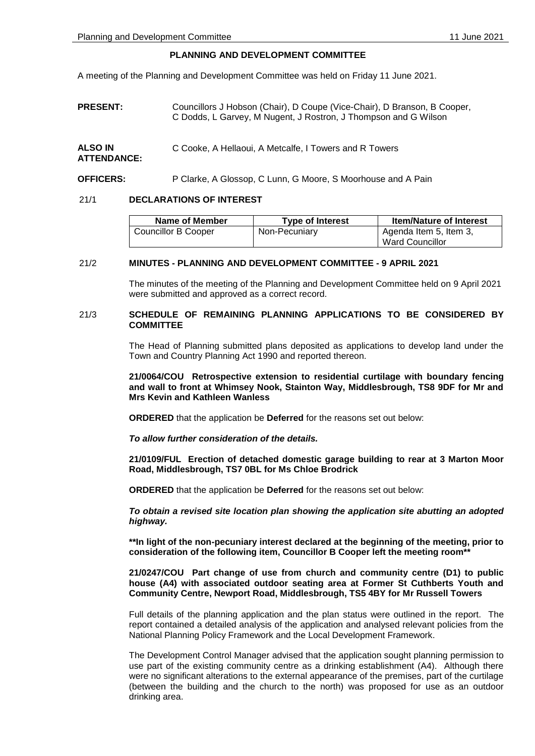# PLANNING AND DEVELOPMENT COMMITTEE

A meeting of the Planning and Development Committee was held on Friday 11 June 2021.

**PRESENT:** Councillors J Hobson (Chair), D Coupe (Vice-Chair), D Branson, B Cooper, C Dodds, L Garvey, M Nugent, J Rostron, J Thompson and G Wilson

**ALSO IN ATTENDANCE:** C Cooke, A Hellaoui, A Metcalfe, I Towers and R Towers

**OFFICERS:** P Clarke, A Glossop, C Lunn, G Moore, S Moorhouse and A Pain

## 21/1 DECLARATIONS OF INTEREST

| Name of Member | Type of Interest | Item/Nature of Interest |
|---|---|---|
| Councillor B Cooper | Non-Pecuniary | Agenda Item 5, Item 3, Ward Councillor |

## 21/2 MINUTES - PLANNING AND DEVELOPMENT COMMITTEE - 9 APRIL 2021

The minutes of the meeting of the Planning and Development Committee held on 9 April 2021 were submitted and approved as a correct record.

## 21/3 SCHEDULE OF REMAINING PLANNING APPLICATIONS TO BE CONSIDERED BY COMMITTEE

The Head of Planning submitted plans deposited as applications to develop land under the Town and Country Planning Act 1990 and reported thereon.

**21/0064/COU Retrospective extension to residential curtilage with boundary fencing and wall to front at Whimsey Nook, Stainton Way, Middlesbrough, TS8 9DF for Mr and Mrs Kevin and Kathleen Wanless**

**ORDERED** that the application be **Deferred** for the reasons set out below:

***To allow further consideration of the details.***

**21/0109/FUL Erection of detached domestic garage building to rear at 3 Marton Moor Road, Middlesbrough, TS7 0BL for Ms Chloe Brodrick**

**ORDERED** that the application be **Deferred** for the reasons set out below:

***To obtain a revised site location plan showing the application site abutting an adopted highway.***

**\*\*In light of the non-pecuniary interest declared at the beginning of the meeting, prior to consideration of the following item, Councillor B Cooper left the meeting room\*\***

**21/0247/COU Part change of use from church and community centre (D1) to public house (A4) with associated outdoor seating area at Former St Cuthberts Youth and Community Centre, Newport Road, Middlesbrough, TS5 4BY for Mr Russell Towers**

Full details of the planning application and the plan status were outlined in the report. The report contained a detailed analysis of the application and analysed relevant policies from the National Planning Policy Framework and the Local Development Framework.

The Development Control Manager advised that the application sought planning permission to use part of the existing community centre as a drinking establishment (A4). Although there were no significant alterations to the external appearance of the premises, part of the curtilage (between the building and the church to the north) was proposed for use as an outdoor drinking area.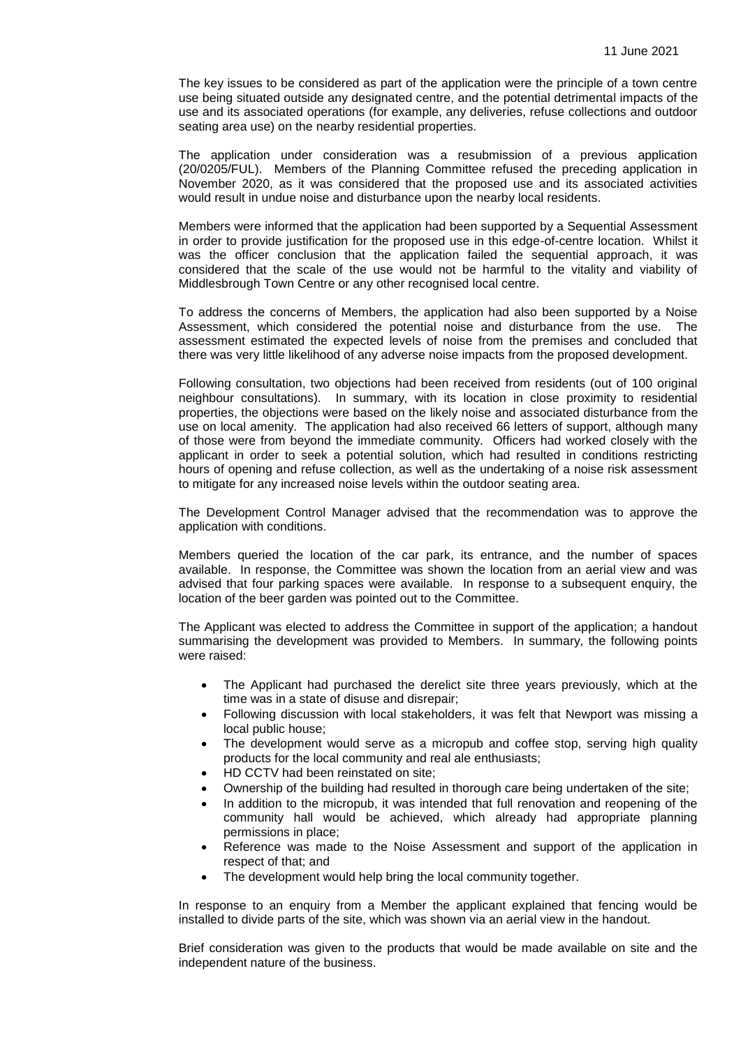The key issues to be considered as part of the application were the principle of a town centre use being situated outside any designated centre, and the potential detrimental impacts of the use and its associated operations (for example, any deliveries, refuse collections and outdoor seating area use) on the nearby residential properties.

The application under consideration was a resubmission of a previous application (20/0205/FUL). Members of the Planning Committee refused the preceding application in November 2020, as it was considered that the proposed use and its associated activities would result in undue noise and disturbance upon the nearby local residents.

Members were informed that the application had been supported by a Sequential Assessment in order to provide justification for the proposed use in this edge-of-centre location. Whilst it was the officer conclusion that the application failed the sequential approach, it was considered that the scale of the use would not be harmful to the vitality and viability of Middlesbrough Town Centre or any other recognised local centre.

To address the concerns of Members, the application had also been supported by a Noise Assessment, which considered the potential noise and disturbance from the use. The assessment estimated the expected levels of noise from the premises and concluded that there was very little likelihood of any adverse noise impacts from the proposed development.

Following consultation, two objections had been received from residents (out of 100 original neighbour consultations). In summary, with its location in close proximity to residential properties, the objections were based on the likely noise and associated disturbance from the use on local amenity. The application had also received 66 letters of support, although many of those were from beyond the immediate community. Officers had worked closely with the applicant in order to seek a potential solution, which had resulted in conditions restricting hours of opening and refuse collection, as well as the undertaking of a noise risk assessment to mitigate for any increased noise levels within the outdoor seating area.

The Development Control Manager advised that the recommendation was to approve the application with conditions.

Members queried the location of the car park, its entrance, and the number of spaces available. In response, the Committee was shown the location from an aerial view and was advised that four parking spaces were available. In response to a subsequent enquiry, the location of the beer garden was pointed out to the Committee.

The Applicant was elected to address the Committee in support of the application; a handout summarising the development was provided to Members. In summary, the following points were raised:

- The Applicant had purchased the derelict site three years previously, which at the time was in a state of disuse and disrepair;
- Following discussion with local stakeholders, it was felt that Newport was missing a local public house;
- The development would serve as a micropub and coffee stop, serving high quality products for the local community and real ale enthusiasts;
- HD CCTV had been reinstated on site;
- Ownership of the building had resulted in thorough care being undertaken of the site;
- In addition to the micropub, it was intended that full renovation and reopening of the community hall would be achieved, which already had appropriate planning permissions in place;
- Reference was made to the Noise Assessment and support of the application in respect of that; and
- The development would help bring the local community together.

In response to an enquiry from a Member the applicant explained that fencing would be installed to divide parts of the site, which was shown via an aerial view in the handout.

Brief consideration was given to the products that would be made available on site and the independent nature of the business.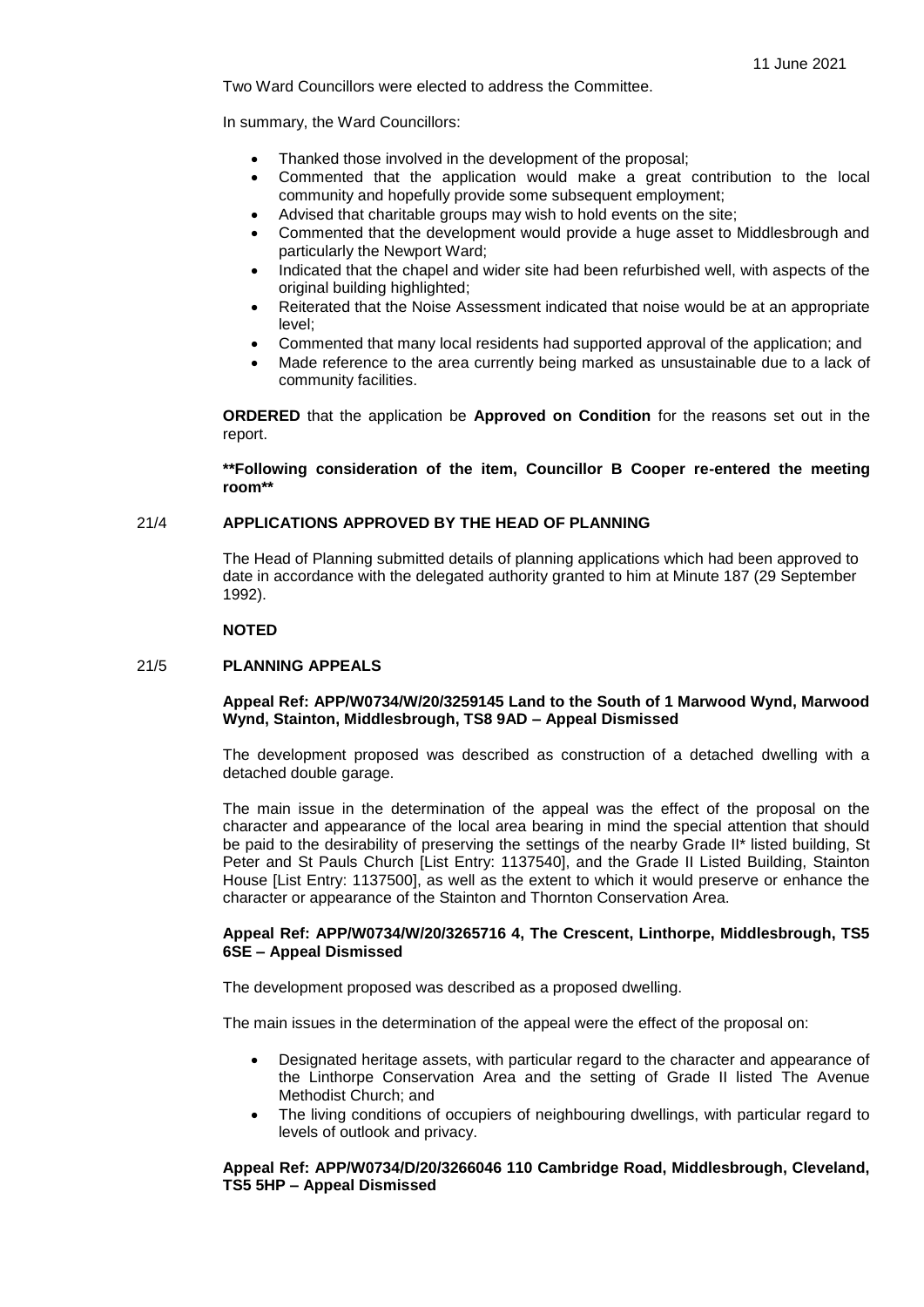Two Ward Councillors were elected to address the Committee.

In summary, the Ward Councillors:

- Thanked those involved in the development of the proposal;
- Commented that the application would make a great contribution to the local community and hopefully provide some subsequent employment;
- Advised that charitable groups may wish to hold events on the site;
- Commented that the development would provide a huge asset to Middlesbrough and particularly the Newport Ward;
- Indicated that the chapel and wider site had been refurbished well, with aspects of the original building highlighted;
- Reiterated that the Noise Assessment indicated that noise would be at an appropriate level;
- Commented that many local residents had supported approval of the application; and
- Made reference to the area currently being marked as unsustainable due to a lack of community facilities.

**ORDERED** that the application be **Approved on Condition** for the reasons set out in the report.

**\*\*Following consideration of the item, Councillor B Cooper re-entered the meeting room\*\***

## 21/4 APPLICATIONS APPROVED BY THE HEAD OF PLANNING

The Head of Planning submitted details of planning applications which had been approved to date in accordance with the delegated authority granted to him at Minute 187 (29 September 1992).

**NOTED**

## 21/5 PLANNING APPEALS

**Appeal Ref: APP/W0734/W/20/3259145 Land to the South of 1 Marwood Wynd, Marwood Wynd, Stainton, Middlesbrough, TS8 9AD – Appeal Dismissed**

The development proposed was described as construction of a detached dwelling with a detached double garage.

The main issue in the determination of the appeal was the effect of the proposal on the character and appearance of the local area bearing in mind the special attention that should be paid to the desirability of preserving the settings of the nearby Grade II* listed building, St Peter and St Pauls Church [List Entry: 1137540], and the Grade II Listed Building, Stainton House [List Entry: 1137500], as well as the extent to which it would preserve or enhance the character or appearance of the Stainton and Thornton Conservation Area.

**Appeal Ref: APP/W0734/W/20/3265716 4, The Crescent, Linthorpe, Middlesbrough, TS5 6SE – Appeal Dismissed**

The development proposed was described as a proposed dwelling.

The main issues in the determination of the appeal were the effect of the proposal on:

- Designated heritage assets, with particular regard to the character and appearance of the Linthorpe Conservation Area and the setting of Grade II listed The Avenue Methodist Church; and
- The living conditions of occupiers of neighbouring dwellings, with particular regard to levels of outlook and privacy.

**Appeal Ref: APP/W0734/D/20/3266046 110 Cambridge Road, Middlesbrough, Cleveland, TS5 5HP – Appeal Dismissed**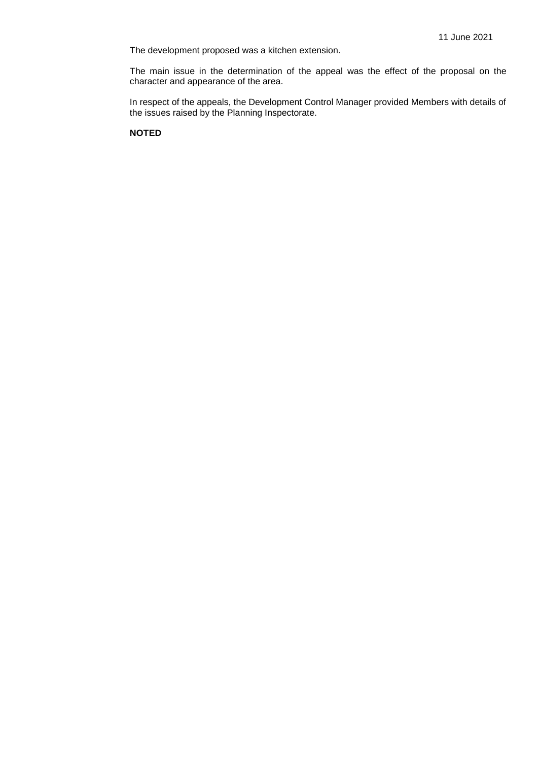The development proposed was a kitchen extension.

The main issue in the determination of the appeal was the effect of the proposal on the character and appearance of the area.

In respect of the appeals, the Development Control Manager provided Members with details of the issues raised by the Planning Inspectorate.

**NOTED**